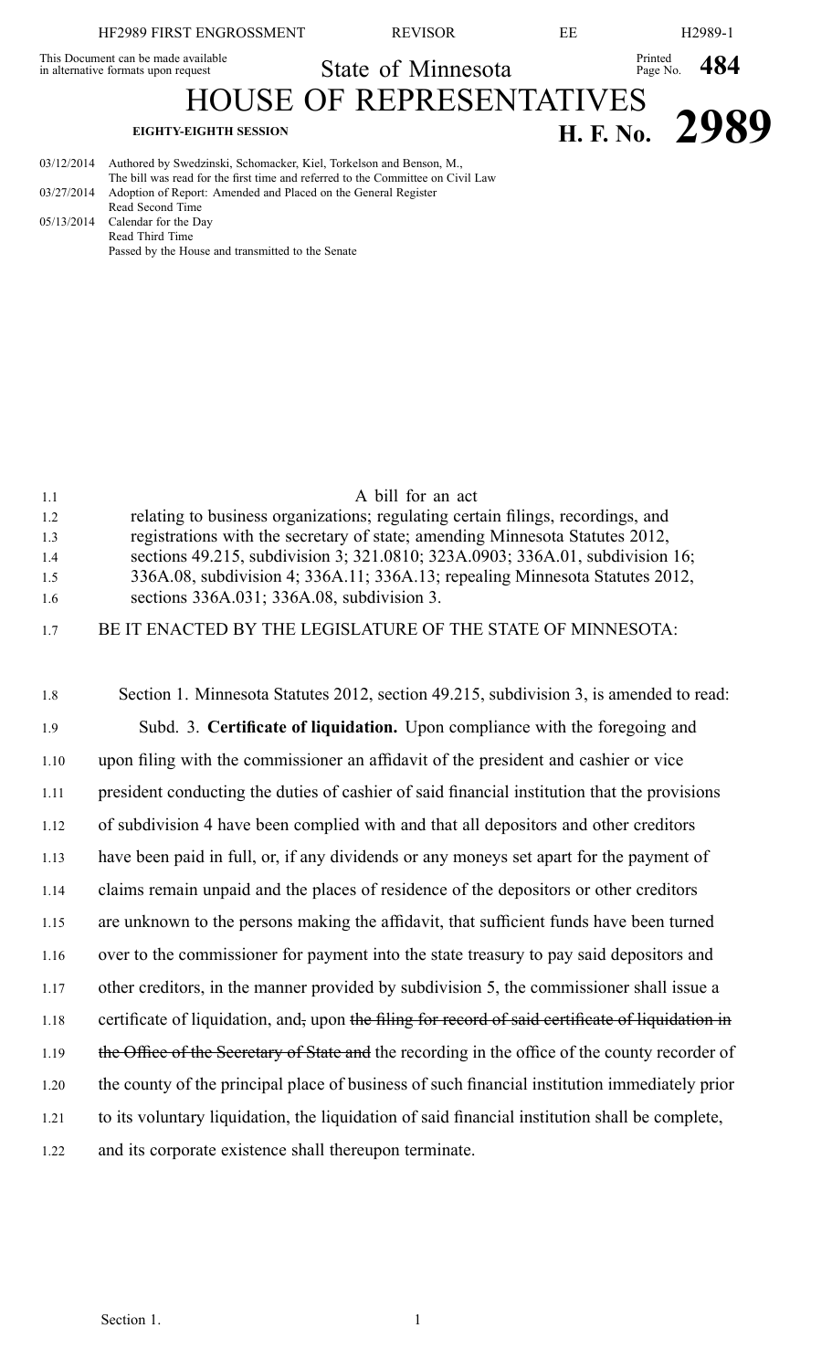This Document can be made available in alternative formats upon request

State of Minnesota

# HOUSE OF REPRESENTATIVES

**EIGHTY-EIGHTH SESSION**

**H. F. No. 2989**

| | |
|---|---|
| 03/12/2014 | Authored by Swedzinski, Schomacker, Kiel, Torkelson and Benson, M., The bill was read for the first time and referred to the Committee on Civil Law |
| 03/27/2014 | Adoption of Report: Amended and Placed on the General Register Read Second Time |
| 05/13/2014 | Calendar for the Day Read Third Time Passed by the House and transmitted to the Senate |

A bill for an act

relating to business organizations; regulating certain filings, recordings, and registrations with the secretary of state; amending Minnesota Statutes 2012, sections 49.215, subdivision 3; 321.0810; 323A.0903; 336A.01, subdivision 16; 336A.08, subdivision 4; 336A.11; 336A.13; repealing Minnesota Statutes 2012, sections 336A.031; 336A.08, subdivision 3.

BE IT ENACTED BY THE LEGISLATURE OF THE STATE OF MINNESOTA:

Section 1. Minnesota Statutes 2012, section 49.215, subdivision 3, is amended to read:

Subd. 3. **Certificate of liquidation.** Upon compliance with the foregoing and upon filing with the commissioner an affidavit of the president and cashier or vice president conducting the duties of cashier of said financial institution that the provisions of subdivision 4 have been complied with and that all depositors and other creditors have been paid in full, or, if any dividends or any moneys set apart for the payment of claims remain unpaid and the places of residence of the depositors or other creditors are unknown to the persons making the affidavit, that sufficient funds have been turned over to the commissioner for payment into the state treasury to pay said depositors and other creditors, in the manner provided by subdivision 5, the commissioner shall issue a certificate of liquidation, and~~,~~ upon ~~the filing for record of said certificate of liquidation in the Office of the Secretary of State and~~ the recording in the office of the county recorder of the county of the principal place of business of such financial institution immediately prior to its voluntary liquidation, the liquidation of said financial institution shall be complete, and its corporate existence shall thereupon terminate.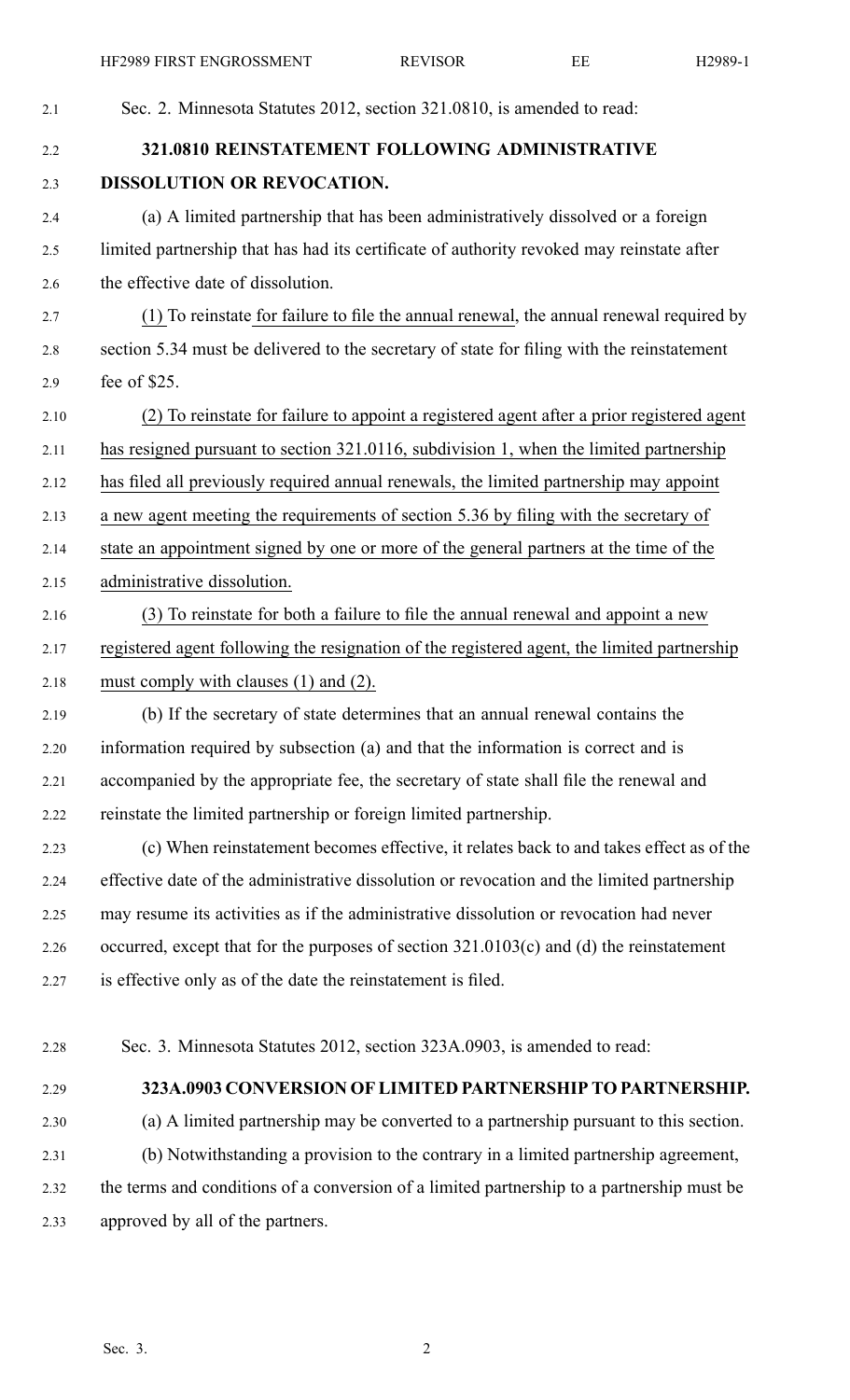Sec. 2. Minnesota Statutes 2012, section 321.0810, is amended to read:

**321.0810 REINSTATEMENT FOLLOWING ADMINISTRATIVE DISSOLUTION OR REVOCATION.**

(a) A limited partnership that has been administratively dissolved or a foreign limited partnership that has had its certificate of authority revoked may reinstate after the effective date of dissolution.

(1) To reinstate for failure to file the annual renewal, the annual renewal required by section 5.34 must be delivered to the secretary of state for filing with the reinstatement fee of $25.

(2) To reinstate for failure to appoint a registered agent after a prior registered agent has resigned pursuant to section 321.0116, subdivision 1, when the limited partnership has filed all previously required annual renewals, the limited partnership may appoint a new agent meeting the requirements of section 5.36 by filing with the secretary of state an appointment signed by one or more of the general partners at the time of the administrative dissolution.

(3) To reinstate for both a failure to file the annual renewal and appoint a new registered agent following the resignation of the registered agent, the limited partnership must comply with clauses (1) and (2).

(b) If the secretary of state determines that an annual renewal contains the information required by subsection (a) and that the information is correct and is accompanied by the appropriate fee, the secretary of state shall file the renewal and reinstate the limited partnership or foreign limited partnership.

(c) When reinstatement becomes effective, it relates back to and takes effect as of the effective date of the administrative dissolution or revocation and the limited partnership may resume its activities as if the administrative dissolution or revocation had never occurred, except that for the purposes of section 321.0103(c) and (d) the reinstatement is effective only as of the date the reinstatement is filed.

Sec. 3. Minnesota Statutes 2012, section 323A.0903, is amended to read:

**323A.0903 CONVERSION OF LIMITED PARTNERSHIP TO PARTNERSHIP.**

(a) A limited partnership may be converted to a partnership pursuant to this section.

(b) Notwithstanding a provision to the contrary in a limited partnership agreement, the terms and conditions of a conversion of a limited partnership to a partnership must be approved by all of the partners.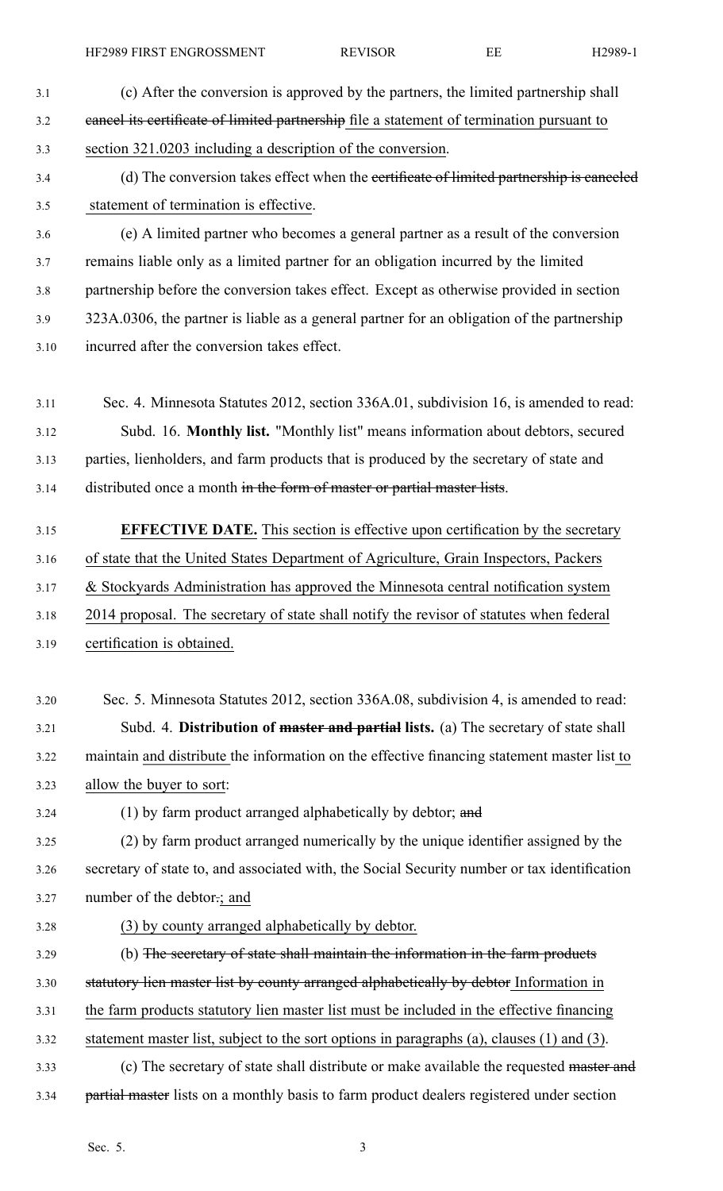(c) After the conversion is approved by the partners, the limited partnership shall ~~cancel its certificate of limited partnership~~ file a statement of termination pursuant to section 321.0203 including a description of the conversion.

(d) The conversion takes effect when the ~~certificate of limited partnership is canceled~~ statement of termination is effective.

(e) A limited partner who becomes a general partner as a result of the conversion remains liable only as a limited partner for an obligation incurred by the limited partnership before the conversion takes effect. Except as otherwise provided in section 323A.0306, the partner is liable as a general partner for an obligation of the partnership incurred after the conversion takes effect.

Sec. 4. Minnesota Statutes 2012, section 336A.01, subdivision 16, is amended to read:

Subd. 16. **Monthly list.** "Monthly list" means information about debtors, secured parties, lienholders, and farm products that is produced by the secretary of state and distributed once a month ~~in the form of master or partial master lists~~.

**EFFECTIVE DATE.** This section is effective upon certification by the secretary of state that the United States Department of Agriculture, Grain Inspectors, Packers & Stockyards Administration has approved the Minnesota central notification system 2014 proposal. The secretary of state shall notify the revisor of statutes when federal certification is obtained.

Sec. 5. Minnesota Statutes 2012, section 336A.08, subdivision 4, is amended to read:

Subd. 4. **Distribution of ~~master and partial~~ lists.** (a) The secretary of state shall maintain and distribute the information on the effective financing statement master list to allow the buyer to sort:

(1) by farm product arranged alphabetically by debtor; ~~and~~

(2) by farm product arranged numerically by the unique identifier assigned by the secretary of state to, and associated with, the Social Security number or tax identification number of the debtor~~.~~; and

(3) by county arranged alphabetically by debtor.

(b) ~~The secretary of state shall maintain the information in the farm products statutory lien master list by county arranged alphabetically by debtor~~ Information in the farm products statutory lien master list must be included in the effective financing statement master list, subject to the sort options in paragraphs (a), clauses (1) and (3).

(c) The secretary of state shall distribute or make available the requested ~~master and partial master~~ lists on a monthly basis to farm product dealers registered under section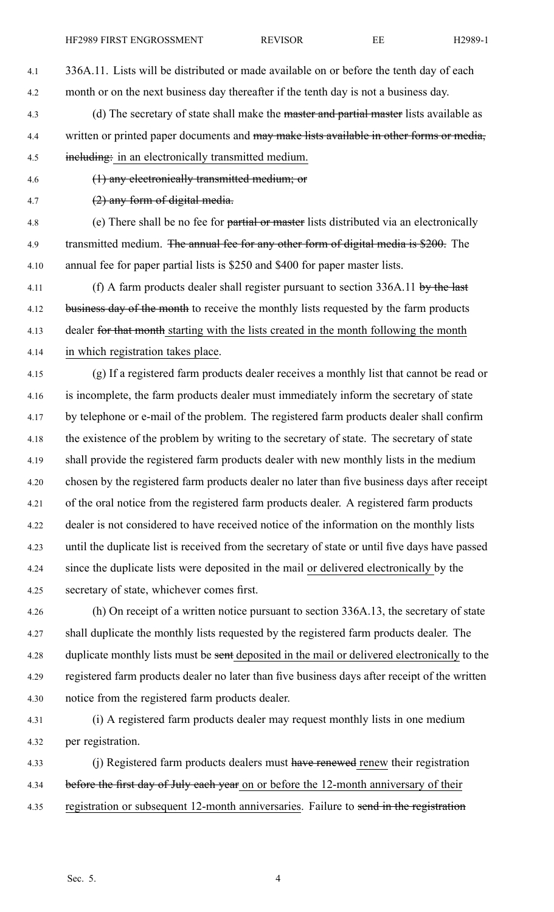336A.11. Lists will be distributed or made available on or before the tenth day of each month or on the next business day thereafter if the tenth day is not a business day.

(d) The secretary of state shall make the ~~master and partial master~~ lists available as written or printed paper documents and ~~may make lists available in other forms or media, including:~~ in an electronically transmitted medium.

~~(1) any electronically transmitted medium; or~~

~~(2) any form of digital media.~~

(e) There shall be no fee for ~~partial or master~~ lists distributed via an electronically transmitted medium. ~~The annual fee for any other form of digital media is $200.~~ The annual fee for paper partial lists is $250 and $400 for paper master lists.

(f) A farm products dealer shall register pursuant to section 336A.11 ~~by the last business day of the month~~ to receive the monthly lists requested by the farm products dealer ~~for that month~~ starting with the lists created in the month following the month in which registration takes place.

(g) If a registered farm products dealer receives a monthly list that cannot be read or is incomplete, the farm products dealer must immediately inform the secretary of state by telephone or e-mail of the problem. The registered farm products dealer shall confirm the existence of the problem by writing to the secretary of state. The secretary of state shall provide the registered farm products dealer with new monthly lists in the medium chosen by the registered farm products dealer no later than five business days after receipt of the oral notice from the registered farm products dealer. A registered farm products dealer is not considered to have received notice of the information on the monthly lists until the duplicate list is received from the secretary of state or until five days have passed since the duplicate lists were deposited in the mail or delivered electronically by the secretary of state, whichever comes first.

(h) On receipt of a written notice pursuant to section 336A.13, the secretary of state shall duplicate the monthly lists requested by the registered farm products dealer. The duplicate monthly lists must be ~~sent~~ deposited in the mail or delivered electronically to the registered farm products dealer no later than five business days after receipt of the written notice from the registered farm products dealer.

(i) A registered farm products dealer may request monthly lists in one medium per registration.

(j) Registered farm products dealers must ~~have renewed~~ renew their registration ~~before the first day of July each year~~ on or before the 12-month anniversary of their registration or subsequent 12-month anniversaries. Failure to ~~send in the registration~~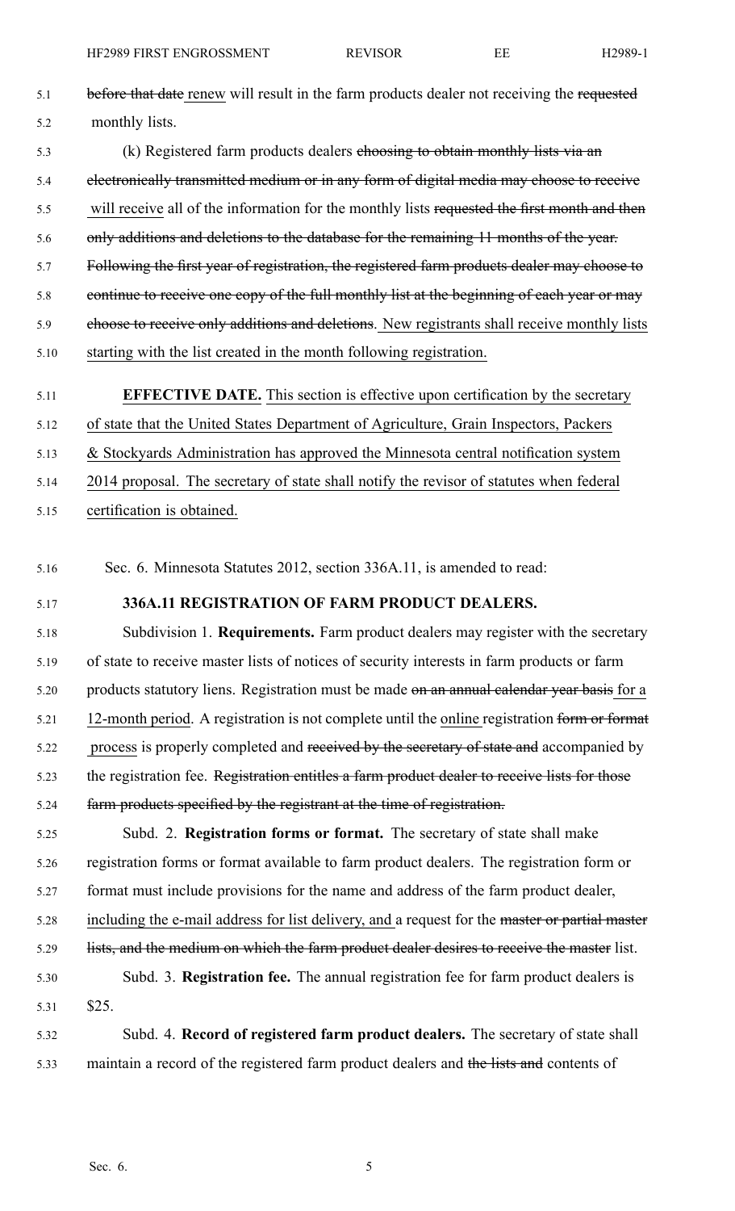~~before that date~~ <u>renew</u> will result in the farm products dealer not receiving the ~~requested~~ monthly lists.

(k) Registered farm products dealers ~~choosing to obtain monthly lists via an electronically transmitted medium or in any form of digital media may choose to receive~~ <u>will receive</u> all of the information for the monthly lists ~~requested the first month and then only additions and deletions to the database for the remaining 11 months of the year. Following the first year of registration, the registered farm products dealer may choose to continue to receive one copy of the full monthly list at the beginning of each year or may choose to receive only additions and deletions~~. <u>New registrants shall receive monthly lists starting with the list created in the month following registration.</u>

**EFFECTIVE DATE.** <u>This section is effective upon certification by the secretary of state that the United States Department of Agriculture, Grain Inspectors, Packers & Stockyards Administration has approved the Minnesota central notification system 2014 proposal. The secretary of state shall notify the revisor of statutes when federal certification is obtained.</u>

Sec. 6. Minnesota Statutes 2012, section 336A.11, is amended to read:

**336A.11 REGISTRATION OF FARM PRODUCT DEALERS.**

Subdivision 1. **Requirements.** Farm product dealers may register with the secretary of state to receive master lists of notices of security interests in farm products or farm products statutory liens. Registration must be made ~~on an annual calendar year basis~~ <u>for a 12-month period</u>. A registration is not complete until the <u>online</u> registration ~~form or format~~ <u>process</u> is properly completed and ~~received by the secretary of state and~~ accompanied by the registration fee. ~~Registration entitles a farm product dealer to receive lists for those farm products specified by the registrant at the time of registration.~~

Subd. 2. **Registration forms or format.** The secretary of state shall make registration forms or format available to farm product dealers. The registration form or format must include provisions for the name and address of the farm product dealer, <u>including the e-mail address for list delivery, and</u> a request for the ~~master or partial master lists, and the medium on which the farm product dealer desires to receive the master~~ list.

Subd. 3. **Registration fee.** The annual registration fee for farm product dealers is $25.

Subd. 4. **Record of registered farm product dealers.** The secretary of state shall maintain a record of the registered farm product dealers and ~~the lists and~~ contents of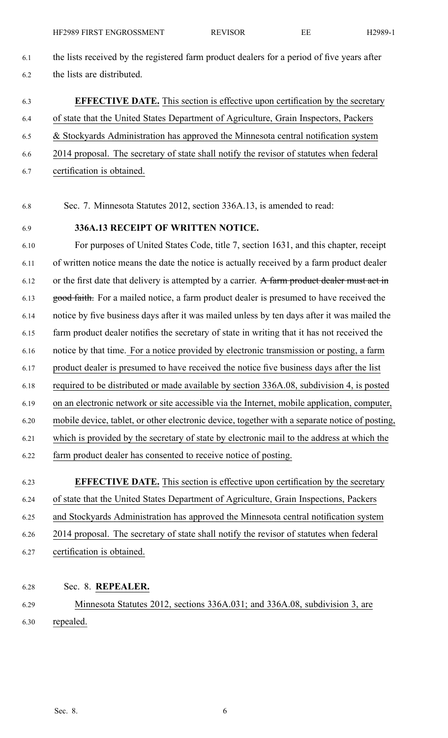the lists received by the registered farm product dealers for a period of five years after the lists are distributed.

**EFFECTIVE DATE.** This section is effective upon certification by the secretary of state that the United States Department of Agriculture, Grain Inspectors, Packers & Stockyards Administration has approved the Minnesota central notification system 2014 proposal. The secretary of state shall notify the revisor of statutes when federal certification is obtained.

Sec. 7. Minnesota Statutes 2012, section 336A.13, is amended to read:

**336A.13 RECEIPT OF WRITTEN NOTICE.**

For purposes of United States Code, title 7, section 1631, and this chapter, receipt of written notice means the date the notice is actually received by a farm product dealer or the first date that delivery is attempted by a carrier. ~~A farm product dealer must act in good faith.~~ For a mailed notice, a farm product dealer is presumed to have received the notice by five business days after it was mailed unless by ten days after it was mailed the farm product dealer notifies the secretary of state in writing that it has not received the notice by that time. For a notice provided by electronic transmission or posting, a farm product dealer is presumed to have received the notice five business days after the list required to be distributed or made available by section 336A.08, subdivision 4, is posted on an electronic network or site accessible via the Internet, mobile application, computer, mobile device, tablet, or other electronic device, together with a separate notice of posting, which is provided by the secretary of state by electronic mail to the address at which the farm product dealer has consented to receive notice of posting.

**EFFECTIVE DATE.** This section is effective upon certification by the secretary of state that the United States Department of Agriculture, Grain Inspections, Packers and Stockyards Administration has approved the Minnesota central notification system 2014 proposal. The secretary of state shall notify the revisor of statutes when federal certification is obtained.

Sec. 8. **REPEALER.**

Minnesota Statutes 2012, sections 336A.031; and 336A.08, subdivision 3, are repealed.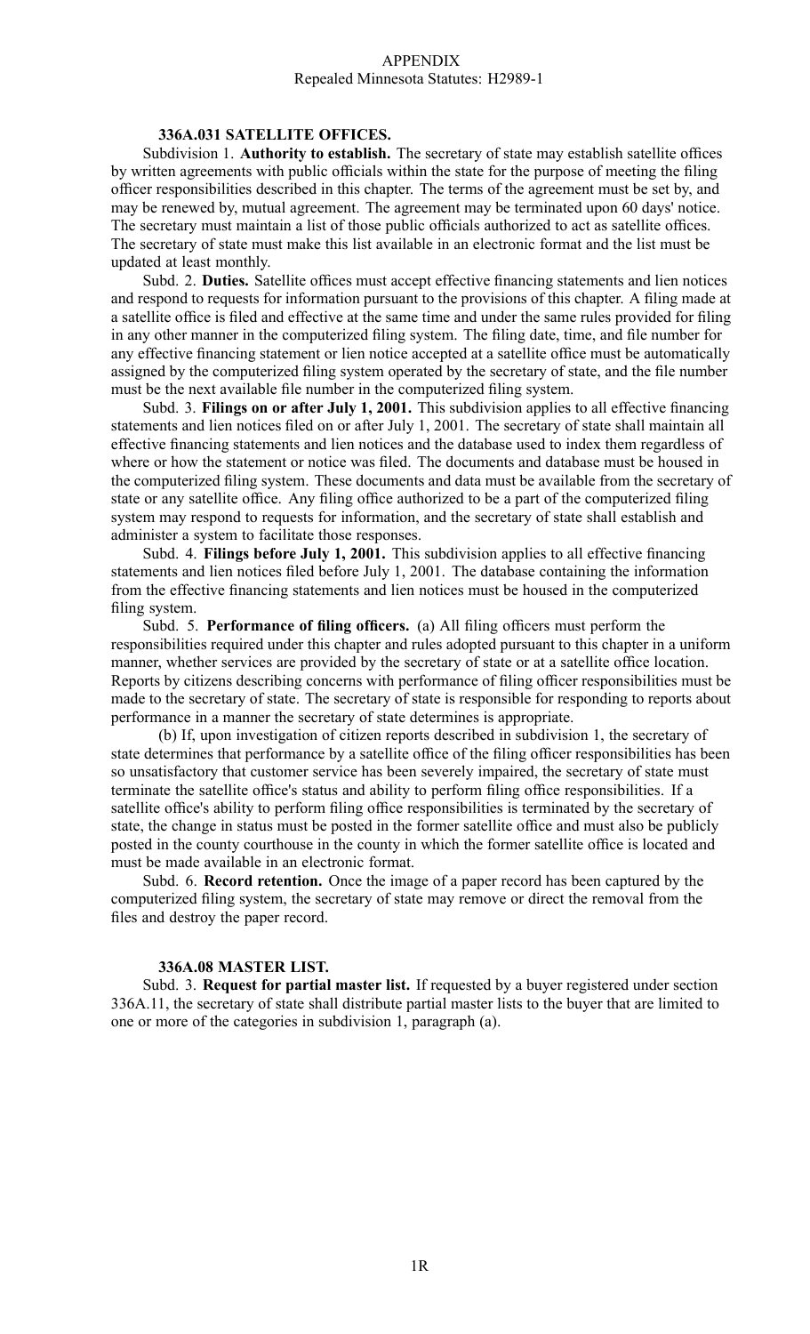APPENDIX
Repealed Minnesota Statutes: H2989-1

**336A.031 SATELLITE OFFICES.**

Subdivision 1. **Authority to establish.** The secretary of state may establish satellite offices by written agreements with public officials within the state for the purpose of meeting the filing officer responsibilities described in this chapter. The terms of the agreement must be set by, and may be renewed by, mutual agreement. The agreement may be terminated upon 60 days' notice. The secretary must maintain a list of those public officials authorized to act as satellite offices. The secretary of state must make this list available in an electronic format and the list must be updated at least monthly.

Subd. 2. **Duties.** Satellite offices must accept effective financing statements and lien notices and respond to requests for information pursuant to the provisions of this chapter. A filing made at a satellite office is filed and effective at the same time and under the same rules provided for filing in any other manner in the computerized filing system. The filing date, time, and file number for any effective financing statement or lien notice accepted at a satellite office must be automatically assigned by the computerized filing system operated by the secretary of state, and the file number must be the next available file number in the computerized filing system.

Subd. 3. **Filings on or after July 1, 2001.** This subdivision applies to all effective financing statements and lien notices filed on or after July 1, 2001. The secretary of state shall maintain all effective financing statements and lien notices and the database used to index them regardless of where or how the statement or notice was filed. The documents and database must be housed in the computerized filing system. These documents and data must be available from the secretary of state or any satellite office. Any filing office authorized to be a part of the computerized filing system may respond to requests for information, and the secretary of state shall establish and administer a system to facilitate those responses.

Subd. 4. **Filings before July 1, 2001.** This subdivision applies to all effective financing statements and lien notices filed before July 1, 2001. The database containing the information from the effective financing statements and lien notices must be housed in the computerized filing system.

Subd. 5. **Performance of filing officers.** (a) All filing officers must perform the responsibilities required under this chapter and rules adopted pursuant to this chapter in a uniform manner, whether services are provided by the secretary of state or at a satellite office location. Reports by citizens describing concerns with performance of filing officer responsibilities must be made to the secretary of state. The secretary of state is responsible for responding to reports about performance in a manner the secretary of state determines is appropriate.

(b) If, upon investigation of citizen reports described in subdivision 1, the secretary of state determines that performance by a satellite office of the filing officer responsibilities has been so unsatisfactory that customer service has been severely impaired, the secretary of state must terminate the satellite office's status and ability to perform filing office responsibilities. If a satellite office's ability to perform filing office responsibilities is terminated by the secretary of state, the change in status must be posted in the former satellite office and must also be publicly posted in the county courthouse in the county in which the former satellite office is located and must be made available in an electronic format.

Subd. 6. **Record retention.** Once the image of a paper record has been captured by the computerized filing system, the secretary of state may remove or direct the removal from the files and destroy the paper record.

**336A.08 MASTER LIST.**

Subd. 3. **Request for partial master list.** If requested by a buyer registered under section 336A.11, the secretary of state shall distribute partial master lists to the buyer that are limited to one or more of the categories in subdivision 1, paragraph (a).